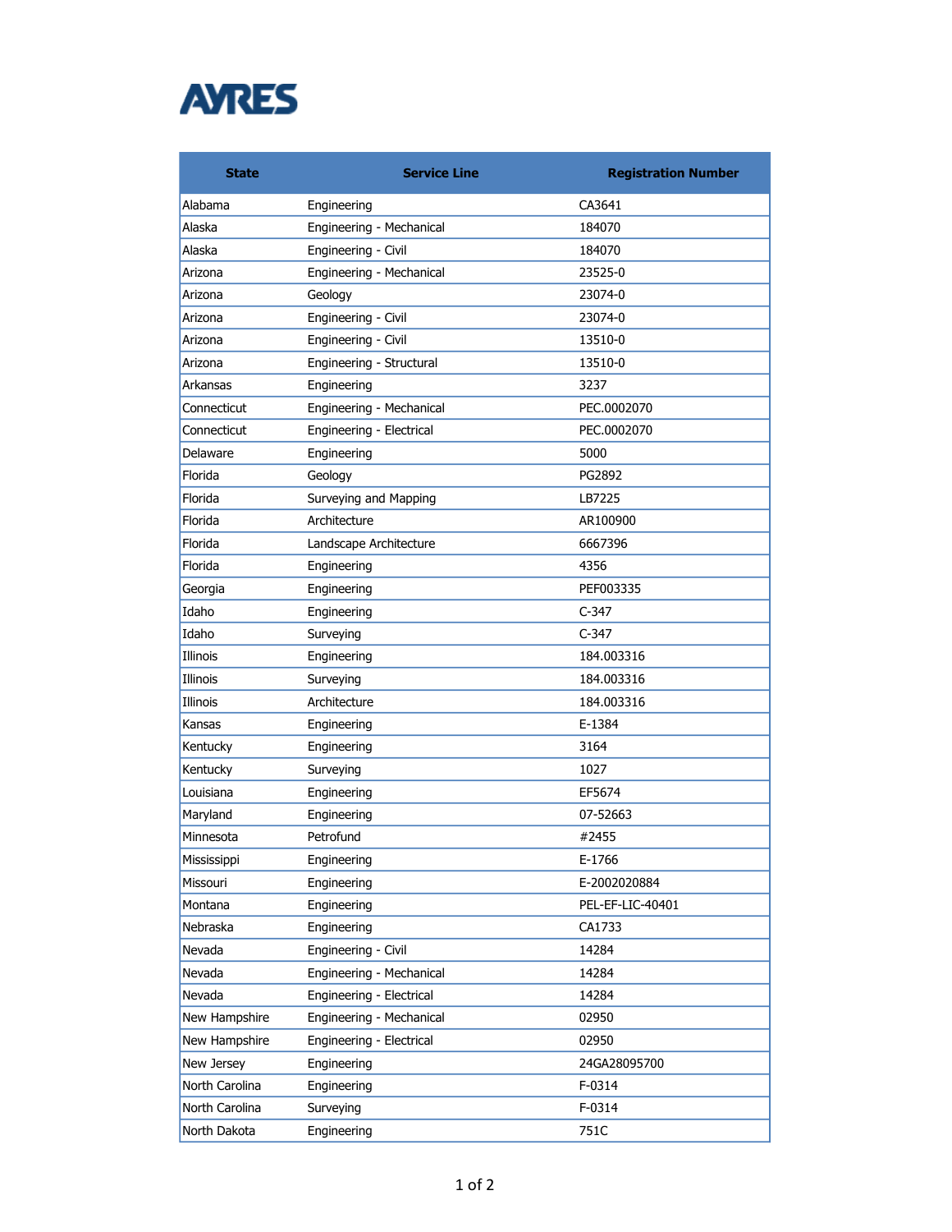AYRES

| State | Service Line | Registration Number |
|---|---|---|
| Alabama | Engineering | CA3641 |
| Alaska | Engineering - Mechanical | 184070 |
| Alaska | Engineering - Civil | 184070 |
| Arizona | Engineering - Mechanical | 23525-0 |
| Arizona | Geology | 23074-0 |
| Arizona | Engineering - Civil | 23074-0 |
| Arizona | Engineering - Civil | 13510-0 |
| Arizona | Engineering - Structural | 13510-0 |
| Arkansas | Engineering | 3237 |
| Connecticut | Engineering - Mechanical | PEC.0002070 |
| Connecticut | Engineering - Electrical | PEC.0002070 |
| Delaware | Engineering | 5000 |
| Florida | Geology | PG2892 |
| Florida | Surveying and Mapping | LB7225 |
| Florida | Architecture | AR100900 |
| Florida | Landscape Architecture | 6667396 |
| Florida | Engineering | 4356 |
| Georgia | Engineering | PEF003335 |
| Idaho | Engineering | C-347 |
| Idaho | Surveying | C-347 |
| Illinois | Engineering | 184.003316 |
| Illinois | Surveying | 184.003316 |
| Illinois | Architecture | 184.003316 |
| Kansas | Engineering | E-1384 |
| Kentucky | Engineering | 3164 |
| Kentucky | Surveying | 1027 |
| Louisiana | Engineering | EF5674 |
| Maryland | Engineering | 07-52663 |
| Minnesota | Petrofund | #2455 |
| Mississippi | Engineering | E-1766 |
| Missouri | Engineering | E-2002020884 |
| Montana | Engineering | PEL-EF-LIC-40401 |
| Nebraska | Engineering | CA1733 |
| Nevada | Engineering - Civil | 14284 |
| Nevada | Engineering - Mechanical | 14284 |
| Nevada | Engineering - Electrical | 14284 |
| New Hampshire | Engineering - Mechanical | 02950 |
| New Hampshire | Engineering - Electrical | 02950 |
| New Jersey | Engineering | 24GA28095700 |
| North Carolina | Engineering | F-0314 |
| North Carolina | Surveying | F-0314 |
| North Dakota | Engineering | 751C |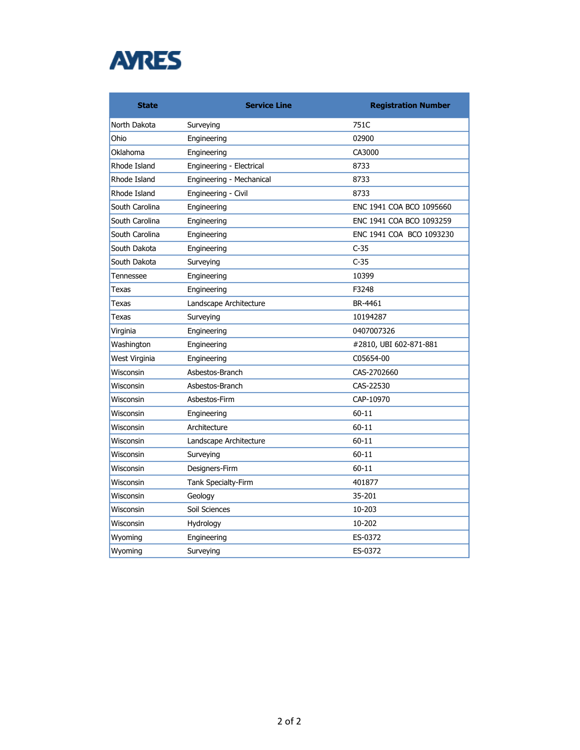| State | Service Line | Registration Number |
|---|---|---|
| North Dakota | Surveying | 751C |
| Ohio | Engineering | 02900 |
| Oklahoma | Engineering | CA3000 |
| Rhode Island | Engineering - Electrical | 8733 |
| Rhode Island | Engineering - Mechanical | 8733 |
| Rhode Island | Engineering - Civil | 8733 |
| South Carolina | Engineering | ENC 1941 COA BCO 1095660 |
| South Carolina | Engineering | ENC 1941 COA BCO 1093259 |
| South Carolina | Engineering | ENC 1941 COA  BCO 1093230 |
| South Dakota | Engineering | C-35 |
| South Dakota | Surveying | C-35 |
| Tennessee | Engineering | 10399 |
| Texas | Engineering | F3248 |
| Texas | Landscape Architecture | BR-4461 |
| Texas | Surveying | 10194287 |
| Virginia | Engineering | 0407007326 |
| Washington | Engineering | #2810, UBI 602-871-881 |
| West Virginia | Engineering | C05654-00 |
| Wisconsin | Asbestos-Branch | CAS-2702660 |
| Wisconsin | Asbestos-Branch | CAS-22530 |
| Wisconsin | Asbestos-Firm | CAP-10970 |
| Wisconsin | Engineering | 60-11 |
| Wisconsin | Architecture | 60-11 |
| Wisconsin | Landscape Architecture | 60-11 |
| Wisconsin | Surveying | 60-11 |
| Wisconsin | Designers-Firm | 60-11 |
| Wisconsin | Tank Specialty-Firm | 401877 |
| Wisconsin | Geology | 35-201 |
| Wisconsin | Soil Sciences | 10-203 |
| Wisconsin | Hydrology | 10-202 |
| Wyoming | Engineering | ES-0372 |
| Wyoming | Surveying | ES-0372 |